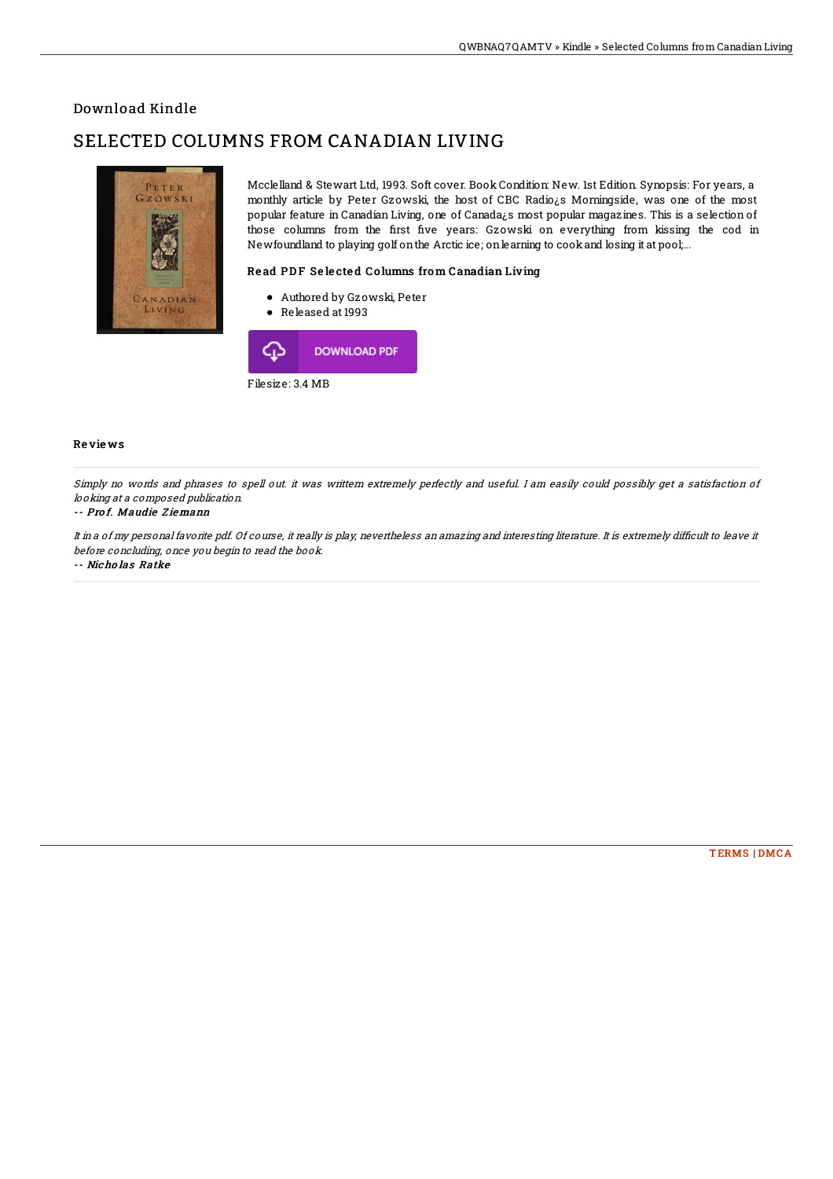## Download Kindle

# SELECTED COLUMNS FROM CANADIAN LIVING

Mcclelland & Stewart Ltd, 1993. Soft cover. Book Condition: New. 1st Edition. Synopsis: For years, a monthly article by Peter Gzowski, the host of CBC Radio¿s Morningside, was one of the most popular feature in Canadian Living, one of Canada¿s most popular magazines. This is a selection of those columns from the first five years: Gzowski on everything from kissing the cod in Newfoundland to playing golf on the Arctic ice; on learning to cook and losing it at pool;...

### Read PDF Selected Columns from Canadian Living

- Authored by Gzowski, Peter
- Released at 1993

DOWNLOAD PDF

Filesize: 3.4 MB

### Reviews

*Simply no words and phrases to spell out. it was writtern extremely perfectly and useful. I am easily could possibly get a satisfaction of looking at a composed publication.*

-- *Prof. Maudie Ziemann*

*It in a of my personal favorite pdf. Of course, it really is play, nevertheless an amazing and interesting literature. It is extremely difficult to leave it before concluding, once you begin to read the book.*

-- *Nicholas Ratke*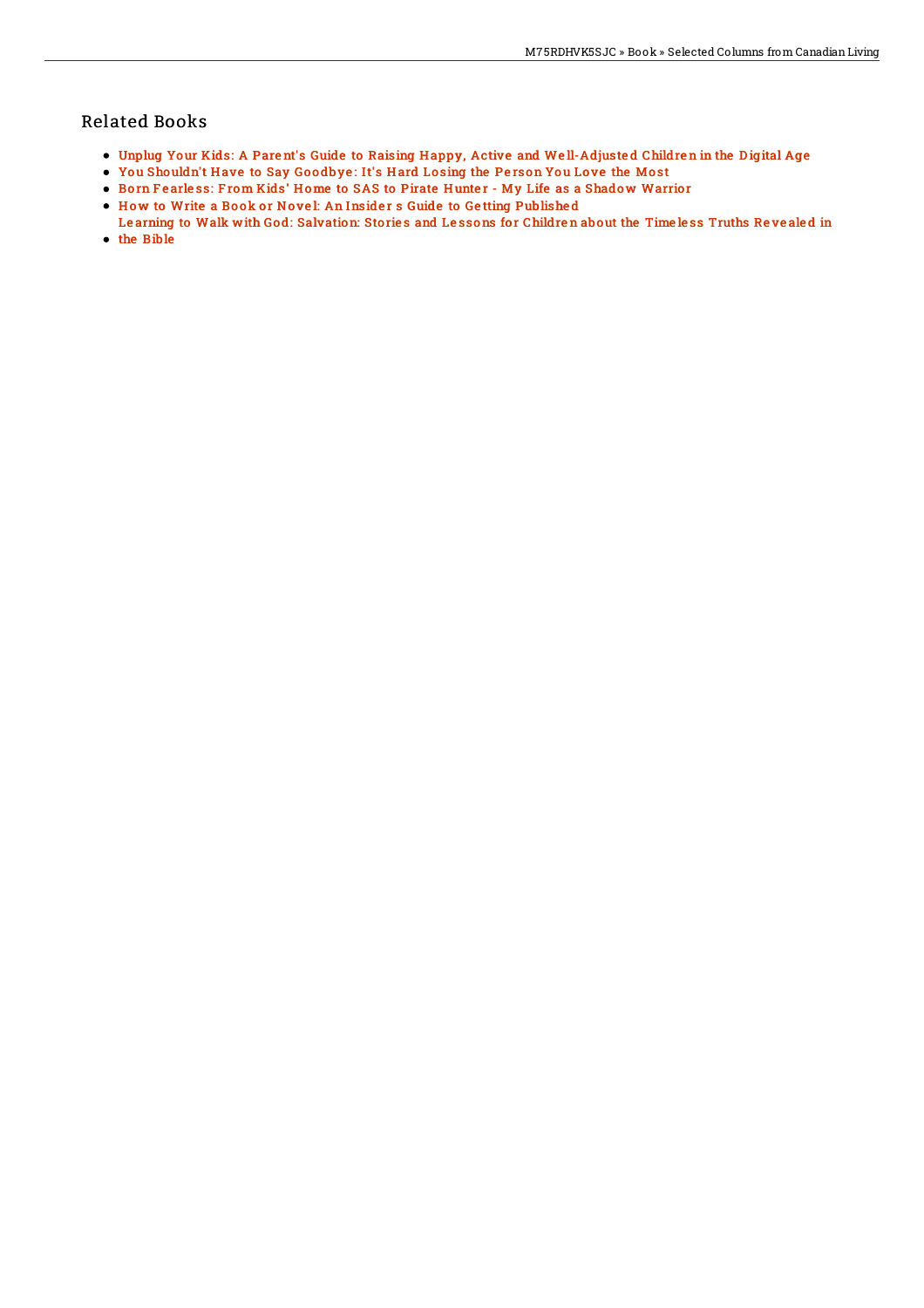## Related Books

- Unplug Your Kids: A Parent's Guide to Raising Happy, Active and Well-Adjusted Children in the Digital Age
- You Shouldn't Have to Say Goodbye: It's Hard Losing the Person You Love the Most
- Born Fearless: From Kids' Home to SAS to Pirate Hunter - My Life as a Shadow Warrior
- How to Write a Book or Novel: An Insider s Guide to Getting Published
- Learning to Walk with God: Salvation: Stories and Lessons for Children about the Timeless Truths Revealed in the Bible